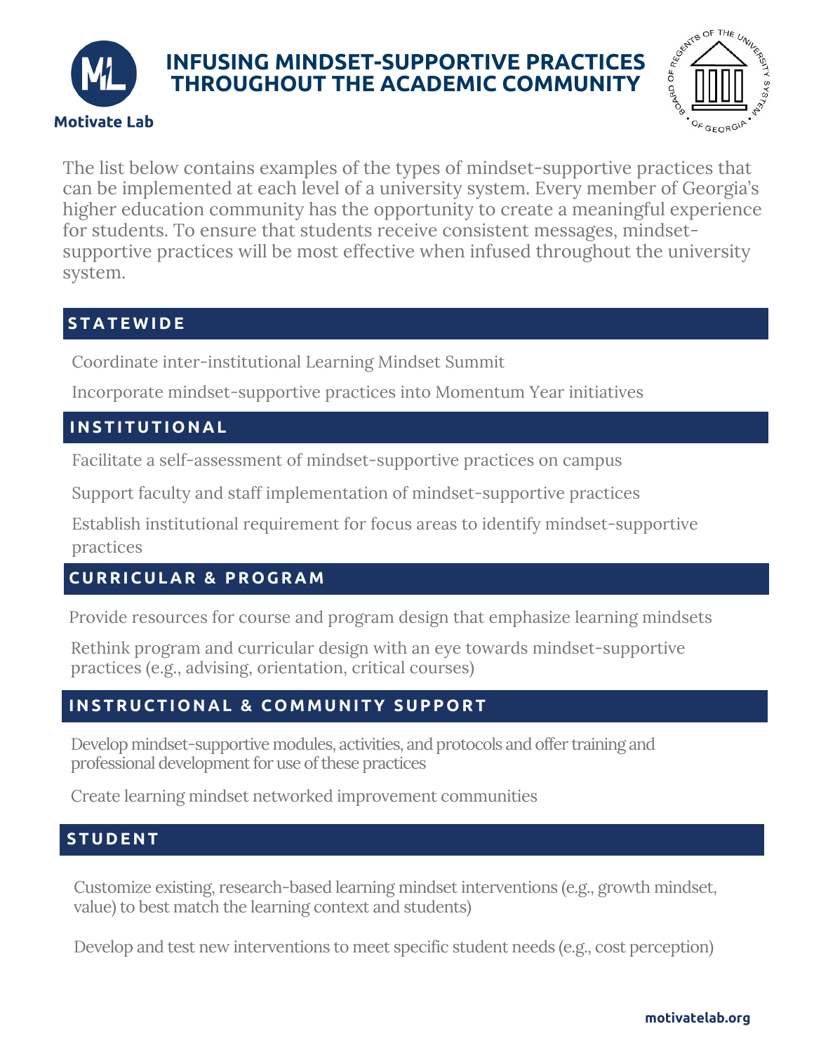Motivate Lab

# INFUSING MINDSET-SUPPORTIVE PRACTICES THROUGHOUT THE ACADEMIC COMMUNITY

The list below contains examples of the types of mindset-supportive practices that can be implemented at each level of a university system. Every member of Georgia's higher education community has the opportunity to create a meaningful experience for students. To ensure that students receive consistent messages, mindset-supportive practices will be most effective when infused throughout the university system.

## STATEWIDE

- Coordinate inter-institutional Learning Mindset Summit
- Incorporate mindset-supportive practices into Momentum Year initiatives

## INSTITUTIONAL

- Facilitate a self-assessment of mindset-supportive practices on campus
- Support faculty and staff implementation of mindset-supportive practices
- Establish institutional requirement for focus areas to identify mindset-supportive practices

## CURRICULAR & PROGRAM

- Provide resources for course and program design that emphasize learning mindsets
- Rethink program and curricular design with an eye towards mindset-supportive practices (e.g., advising, orientation, critical courses)

## INSTRUCTIONAL & COMMUNITY SUPPORT

- Develop mindset-supportive modules, activities, and protocols and offer training and professional development for use of these practices
- Create learning mindset networked improvement communities

## STUDENT

- Customize existing, research-based learning mindset interventions (e.g., growth mindset, value) to best match the learning context and students)
- Develop and test new interventions to meet specific student needs (e.g., cost perception)

motivatelab.org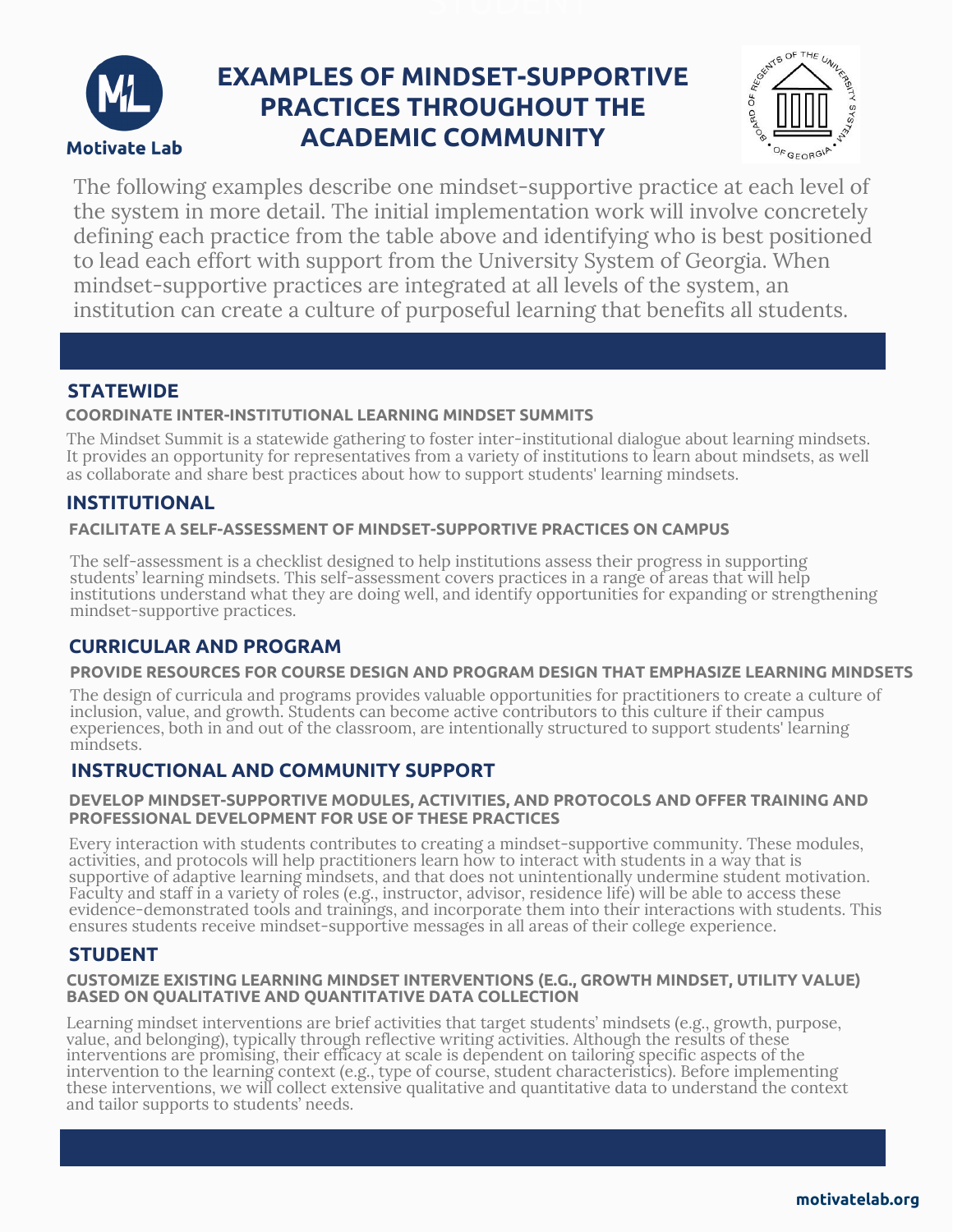# EXAMPLES OF MINDSET-SUPPORTIVE PRACTICES THROUGHOUT THE ACADEMIC COMMUNITY

Motivate Lab

The following examples describe one mindset-supportive practice at each level of the system in more detail. The initial implementation work will involve concretely defining each practice from the table above and identifying who is best positioned to lead each effort with support from the University System of Georgia. When mindset-supportive practices are integrated at all levels of the system, an institution can create a culture of purposeful learning that benefits all students.

## STATEWIDE

### COORDINATE INTER-INSTITUTIONAL LEARNING MINDSET SUMMITS

The Mindset Summit is a statewide gathering to foster inter-institutional dialogue about learning mindsets. It provides an opportunity for representatives from a variety of institutions to learn about mindsets, as well as collaborate and share best practices about how to support students' learning mindsets.

## INSTITUTIONAL

### FACILITATE A SELF-ASSESSMENT OF MINDSET-SUPPORTIVE PRACTICES ON CAMPUS

The self-assessment is a checklist designed to help institutions assess their progress in supporting students' learning mindsets. This self-assessment covers practices in a range of areas that will help institutions understand what they are doing well, and identify opportunities for expanding or strengthening mindset-supportive practices.

## CURRICULAR AND PROGRAM

### PROVIDE RESOURCES FOR COURSE DESIGN AND PROGRAM DESIGN THAT EMPHASIZE LEARNING MINDSETS

The design of curricula and programs provides valuable opportunities for practitioners to create a culture of inclusion, value, and growth. Students can become active contributors to this culture if their campus experiences, both in and out of the classroom, are intentionally structured to support students' learning mindsets.

## INSTRUCTIONAL AND COMMUNITY SUPPORT

### DEVELOP MINDSET-SUPPORTIVE MODULES, ACTIVITIES, AND PROTOCOLS AND OFFER TRAINING AND PROFESSIONAL DEVELOPMENT FOR USE OF THESE PRACTICES

Every interaction with students contributes to creating a mindset-supportive community. These modules, activities, and protocols will help practitioners learn how to interact with students in a way that is supportive of adaptive learning mindsets, and that does not unintentionally undermine student motivation. Faculty and staff in a variety of roles (e.g., instructor, advisor, residence life) will be able to access these evidence-demonstrated tools and trainings, and incorporate them into their interactions with students. This ensures students receive mindset-supportive messages in all areas of their college experience.

## STUDENT

### CUSTOMIZE EXISTING LEARNING MINDSET INTERVENTIONS (E.G., GROWTH MINDSET, UTILITY VALUE) BASED ON QUALITATIVE AND QUANTITATIVE DATA COLLECTION

Learning mindset interventions are brief activities that target students' mindsets (e.g., growth, purpose, value, and belonging), typically through reflective writing activities. Although the results of these interventions are promising, their efficacy at scale is dependent on tailoring specific aspects of the intervention to the learning context (e.g., type of course, student characteristics). Before implementing these interventions, we will collect extensive qualitative and quantitative data to understand the context and tailor supports to students' needs.

motivatelab.org